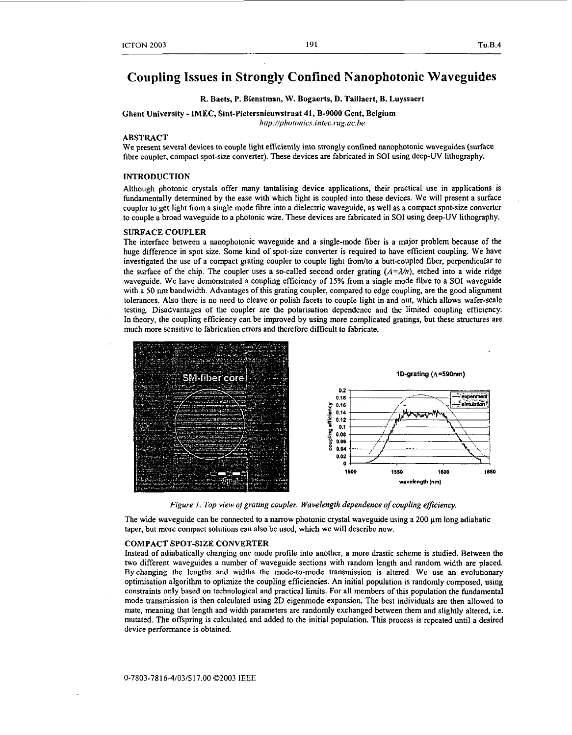# Coupling Issues in Strongly Confined Nanophotonic Waveguides

**R. Baets, P. Bienstman, W. Bogaerts, D. Taillaert, B. Luyssaert**

**Ghent University - IMEC, Sint-Pietersnieuwstraat 41, B-9000 Gent, Belgium**

*http://photonics.intec.rug.ac.be*

## ABSTRACT

We present several devices to couple light efficiently into strongly confined nanophotonic waveguides (surface fibre coupler, compact spot-size converter). These devices are fabricated in SOI using deep-UV lithography.

## INTRODUCTION

Although photonic crystals offer many tantalising device applications, their practical use in applications is fundamentally determined by the ease with which light is coupled into these devices. We will present a surface coupler to get light from a single mode fibre into a dielectric waveguide, as well as a compact spot-size converter to couple a broad waveguide to a photonic wire. These devices are fabricated in SOI using deep-UV lithography.

## SURFACE COUPLER

The interface between a nanophotonic waveguide and a single-mode fiber is a major problem because of the huge difference in spot size. Some kind of spot-size converter is required to have efficient coupling. We have investigated the use of a compact grating coupler to couple light from/to a butt-coupled fiber, perpendicular to the surface of the chip. The coupler uses a so-called second order grating ($\Lambda=\lambda/n$), etched into a wide ridge waveguide. We have demonstrated a coupling efficiency of 15% from a single mode fibre to a SOI waveguide with a 50 nm bandwidth. Advantages of this grating coupler, compared to edge coupling, are the good alignment tolerances. Also there is no need to cleave or polish facets to couple light in and out, which allows wafer-scale testing. Disadvantages of the coupler are the polarisation dependence and the limited coupling efficiency. In theory, the coupling efficiency can be improved by using more complicated gratings, but these structures are much more sensitive to fabrication errors and therefore difficult to fabricate.

*Figure 1. Top view of grating coupler. Wavelength dependence of coupling efficiency.*

The wide waveguide can be connected to a narrow photonic crystal waveguide using a 200 μm long adiabatic taper, but more compact solutions can also be used, which we will describe now.

## COMPACT SPOT-SIZE CONVERTER

Instead of adiabatically changing one mode profile into another, a more drastic scheme is studied. Between the two different waveguides a number of waveguide sections with random length and random width are placed. By changing the lengths and widths the mode-to-mode transmission is altered. We use an evolutionary optimisation algorithm to optimize the coupling efficiencies. An initial population is randomly composed, using constraints only based on technological and practical limits. For all members of this population the fundamental mode transmission is then calculated using 2D eigenmode expansion. The best individuals are then allowed to mate, meaning that length and width parameters are randomly exchanged between them and slightly altered, i.e. mutated. The offspring is calculated and added to the initial population. This process is repeated until a desired device performance is obtained.

0-7803-7816-4/03/$17.00 ©2003 IEEE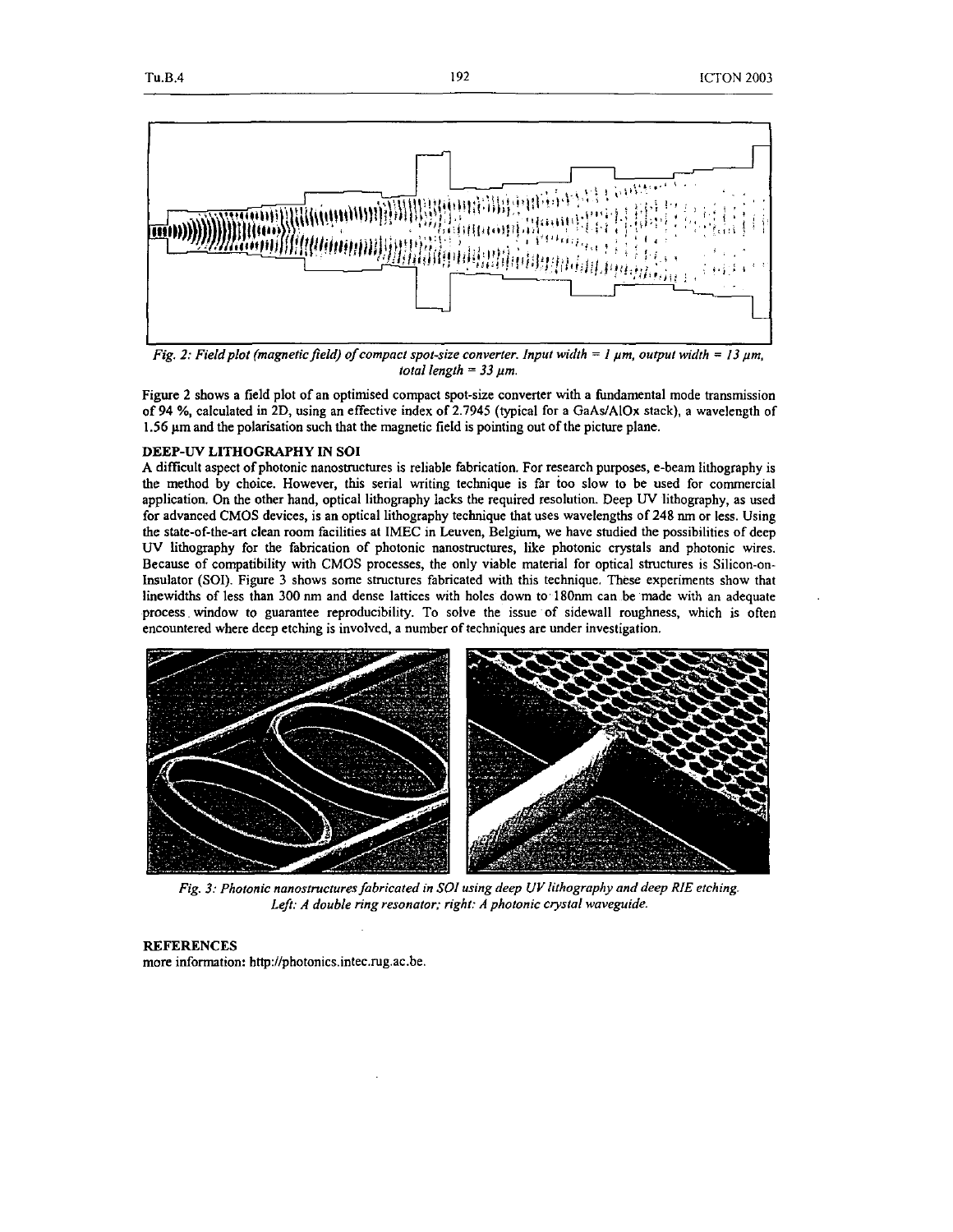*Fig. 2: Field plot (magnetic field) of compact spot-size converter. Input width = 1 μm, output width = 13 μm, total length = 33 μm.*

Figure 2 shows a field plot of an optimised compact spot-size converter with a fundamental mode transmission of 94 %, calculated in 2D, using an effective index of 2.7945 (typical for a GaAs/AlOx stack), a wavelength of 1.56 μm and the polarisation such that the magnetic field is pointing out of the picture plane.

## DEEP-UV LITHOGRAPHY IN SOI

A difficult aspect of photonic nanostructures is reliable fabrication. For research purposes, e-beam lithography is the method by choice. However, this serial writing technique is far too slow to be used for commercial application. On the other hand, optical lithography lacks the required resolution. Deep UV lithography, as used for advanced CMOS devices, is an optical lithography technique that uses wavelengths of 248 nm or less. Using the state-of-the-art clean room facilities at IMEC in Leuven, Belgium, we have studied the possibilities of deep UV lithography for the fabrication of photonic nanostructures, like photonic crystals and photonic wires. Because of compatibility with CMOS processes, the only viable material for optical structures is Silicon-on-Insulator (SOI). Figure 3 shows some structures fabricated with this technique. These experiments show that linewidths of less than 300 nm and dense lattices with holes down to 180nm can be made with an adequate process window to guarantee reproducibility. To solve the issue of sidewall roughness, which is often encountered where deep etching is involved, a number of techniques are under investigation.

*Fig. 3: Photonic nanostructures fabricated in SOI using deep UV lithography and deep RIE etching. Left: A double ring resonator; right: A photonic crystal waveguide.*

## REFERENCES

more information: http://photonics.intec.rug.ac.be.